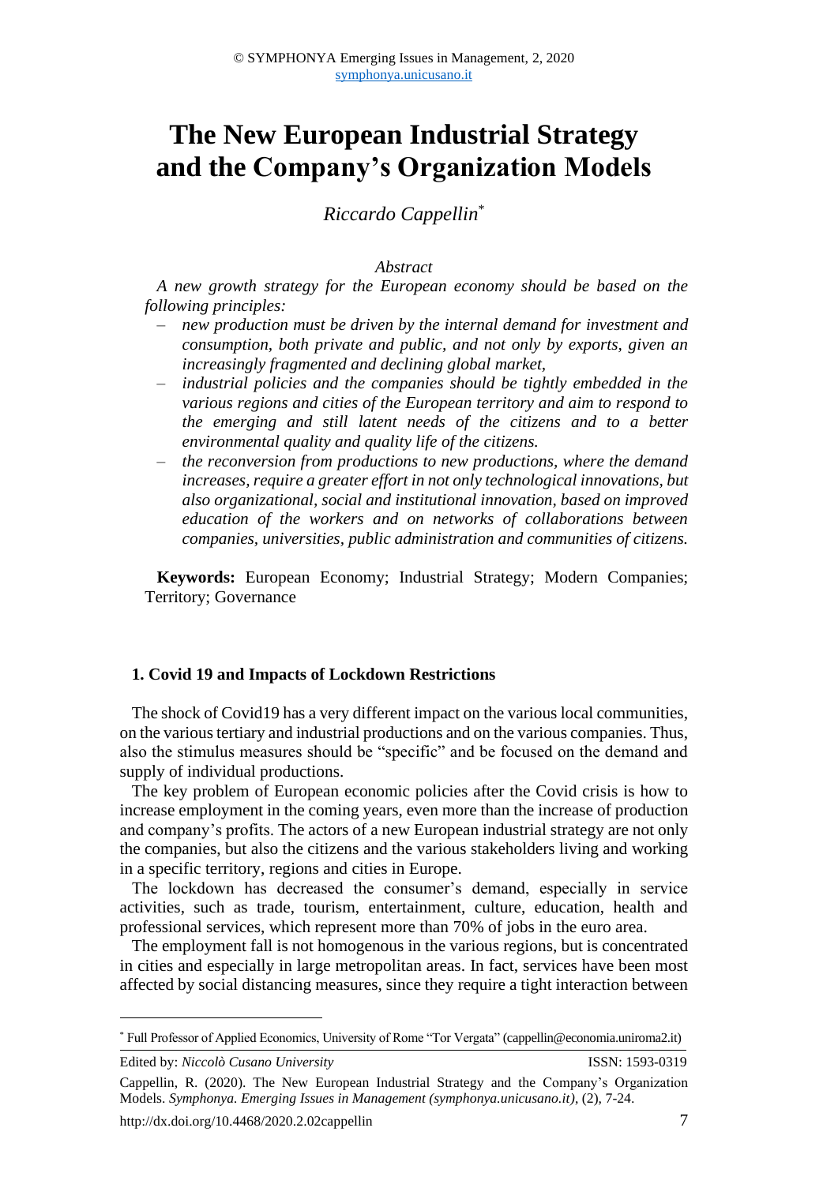# The New European Industrial Strategy and the Company's Organization Models

*Riccardo Cappellin*[*]

*Abstract*

*A new growth strategy for the European economy should be based on the following principles:*

- *new production must be driven by the internal demand for investment and consumption, both private and public, and not only by exports, given an increasingly fragmented and declining global market,*
- *industrial policies and the companies should be tightly embedded in the various regions and cities of the European territory and aim to respond to the emerging and still latent needs of the citizens and to a better environmental quality and quality life of the citizens.*
- *the reconversion from productions to new productions, where the demand increases, require a greater effort in not only technological innovations, but also organizational, social and institutional innovation, based on improved education of the workers and on networks of collaborations between companies, universities, public administration and communities of citizens.*

**Keywords:** European Economy; Industrial Strategy; Modern Companies; Territory; Governance

## 1. Covid 19 and Impacts of Lockdown Restrictions

The shock of Covid19 has a very different impact on the various local communities, on the various tertiary and industrial productions and on the various companies. Thus, also the stimulus measures should be "specific" and be focused on the demand and supply of individual productions.

The key problem of European economic policies after the Covid crisis is how to increase employment in the coming years, even more than the increase of production and company's profits. The actors of a new European industrial strategy are not only the companies, but also the citizens and the various stakeholders living and working in a specific territory, regions and cities in Europe.

The lockdown has decreased the consumer's demand, especially in service activities, such as trade, tourism, entertainment, culture, education, health and professional services, which represent more than 70% of jobs in the euro area.

The employment fall is not homogenous in the various regions, but is concentrated in cities and especially in large metropolitan areas. In fact, services have been most affected by social distancing measures, since they require a tight interaction between

[*] Full Professor of Applied Economics, University of Rome "Tor Vergata" (cappellin@economia.uniroma2.it)

Edited by: *Niccolò Cusano University* ISSN: 1593-0319

Cappellin, R. (2020). The New European Industrial Strategy and the Company's Organization Models. *Symphonya. Emerging Issues in Management (symphonya.unicusano.it)*, (2), 7-24.

http://dx.doi.org/10.4468/2020.2.02cappellin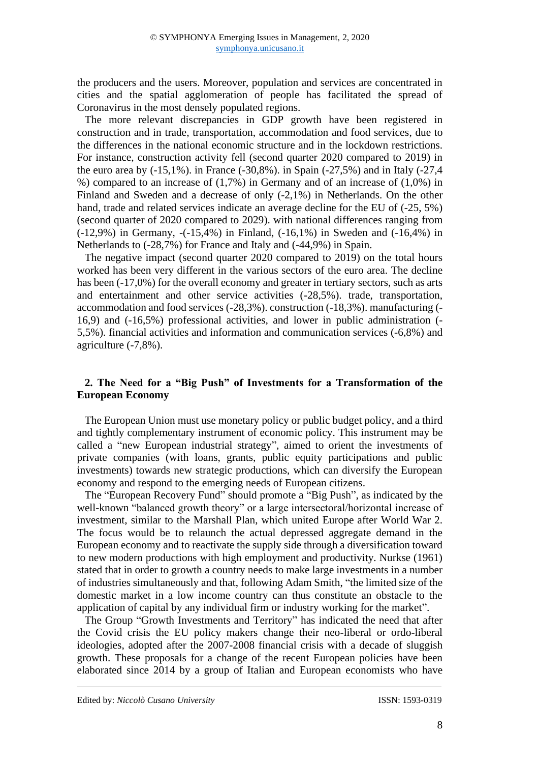the producers and the users. Moreover, population and services are concentrated in cities and the spatial agglomeration of people has facilitated the spread of Coronavirus in the most densely populated regions.

The more relevant discrepancies in GDP growth have been registered in construction and in trade, transportation, accommodation and food services, due to the differences in the national economic structure and in the lockdown restrictions. For instance, construction activity fell (second quarter 2020 compared to 2019) in the euro area by (-15,1%). in France (-30,8%). in Spain (-27,5%) and in Italy (-27,4 %) compared to an increase of (1,7%) in Germany and of an increase of (1,0%) in Finland and Sweden and a decrease of only (-2,1%) in Netherlands. On the other hand, trade and related services indicate an average decline for the EU of (-25, 5%) (second quarter of 2020 compared to 2029). with national differences ranging from (-12,9%) in Germany, -(-15,4%) in Finland, (-16,1%) in Sweden and (-16,4%) in Netherlands to (-28,7%) for France and Italy and (-44,9%) in Spain.

The negative impact (second quarter 2020 compared to 2019) on the total hours worked has been very different in the various sectors of the euro area. The decline has been (-17,0%) for the overall economy and greater in tertiary sectors, such as arts and entertainment and other service activities (-28,5%). trade, transportation, accommodation and food services (-28,3%). construction (-18,3%). manufacturing (-16,9) and (-16,5%) professional activities, and lower in public administration (-5,5%). financial activities and information and communication services (-6,8%) and agriculture (-7,8%).

## 2. The Need for a "Big Push" of Investments for a Transformation of the European Economy

The European Union must use monetary policy or public budget policy, and a third and tightly complementary instrument of economic policy. This instrument may be called a "new European industrial strategy", aimed to orient the investments of private companies (with loans, grants, public equity participations and public investments) towards new strategic productions, which can diversify the European economy and respond to the emerging needs of European citizens.

The "European Recovery Fund" should promote a "Big Push", as indicated by the well-known "balanced growth theory" or a large intersectoral/horizontal increase of investment, similar to the Marshall Plan, which united Europe after World War 2. The focus would be to relaunch the actual depressed aggregate demand in the European economy and to reactivate the supply side through a diversification toward to new modern productions with high employment and productivity. Nurkse (1961) stated that in order to growth a country needs to make large investments in a number of industries simultaneously and that, following Adam Smith, "the limited size of the domestic market in a low income country can thus constitute an obstacle to the application of capital by any individual firm or industry working for the market".

The Group "Growth Investments and Territory" has indicated the need that after the Covid crisis the EU policy makers change their neo-liberal or ordo-liberal ideologies, adopted after the 2007-2008 financial crisis with a decade of sluggish growth. These proposals for a change of the recent European policies have been elaborated since 2014 by a group of Italian and European economists who have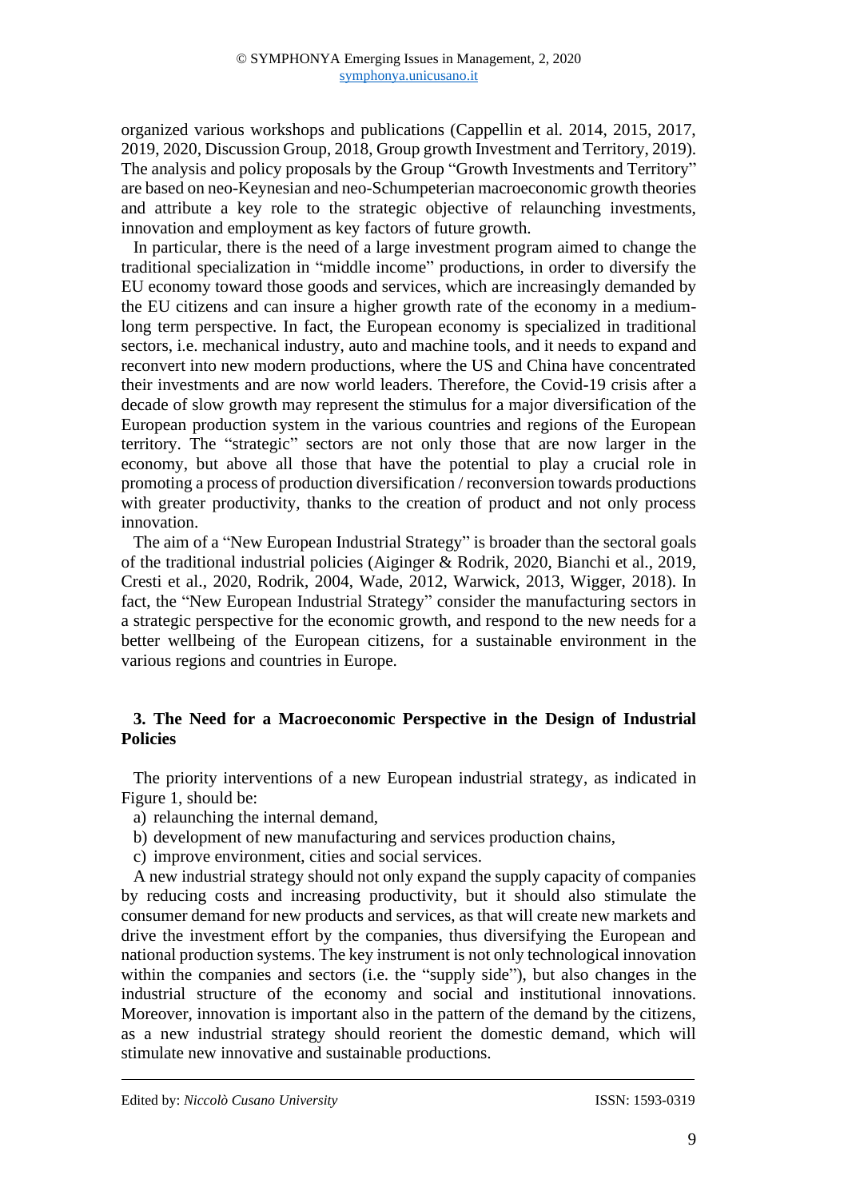organized various workshops and publications (Cappellin et al. 2014, 2015, 2017, 2019, 2020, Discussion Group, 2018, Group growth Investment and Territory, 2019). The analysis and policy proposals by the Group "Growth Investments and Territory" are based on neo-Keynesian and neo-Schumpeterian macroeconomic growth theories and attribute a key role to the strategic objective of relaunching investments, innovation and employment as key factors of future growth.

In particular, there is the need of a large investment program aimed to change the traditional specialization in "middle income" productions, in order to diversify the EU economy toward those goods and services, which are increasingly demanded by the EU citizens and can insure a higher growth rate of the economy in a medium-long term perspective. In fact, the European economy is specialized in traditional sectors, i.e. mechanical industry, auto and machine tools, and it needs to expand and reconvert into new modern productions, where the US and China have concentrated their investments and are now world leaders. Therefore, the Covid-19 crisis after a decade of slow growth may represent the stimulus for a major diversification of the European production system in the various countries and regions of the European territory. The "strategic" sectors are not only those that are now larger in the economy, but above all those that have the potential to play a crucial role in promoting a process of production diversification / reconversion towards productions with greater productivity, thanks to the creation of product and not only process innovation.

The aim of a "New European Industrial Strategy" is broader than the sectoral goals of the traditional industrial policies (Aiginger & Rodrik, 2020, Bianchi et al., 2019, Cresti et al., 2020, Rodrik, 2004, Wade, 2012, Warwick, 2013, Wigger, 2018). In fact, the "New European Industrial Strategy" consider the manufacturing sectors in a strategic perspective for the economic growth, and respond to the new needs for a better wellbeing of the European citizens, for a sustainable environment in the various regions and countries in Europe.

## 3. The Need for a Macroeconomic Perspective in the Design of Industrial Policies

The priority interventions of a new European industrial strategy, as indicated in Figure 1, should be:

a) relaunching the internal demand,
b) development of new manufacturing and services production chains,
c) improve environment, cities and social services.

A new industrial strategy should not only expand the supply capacity of companies by reducing costs and increasing productivity, but it should also stimulate the consumer demand for new products and services, as that will create new markets and drive the investment effort by the companies, thus diversifying the European and national production systems. The key instrument is not only technological innovation within the companies and sectors (i.e. the "supply side"), but also changes in the industrial structure of the economy and social and institutional innovations. Moreover, innovation is important also in the pattern of the demand by the citizens, as a new industrial strategy should reorient the domestic demand, which will stimulate new innovative and sustainable productions.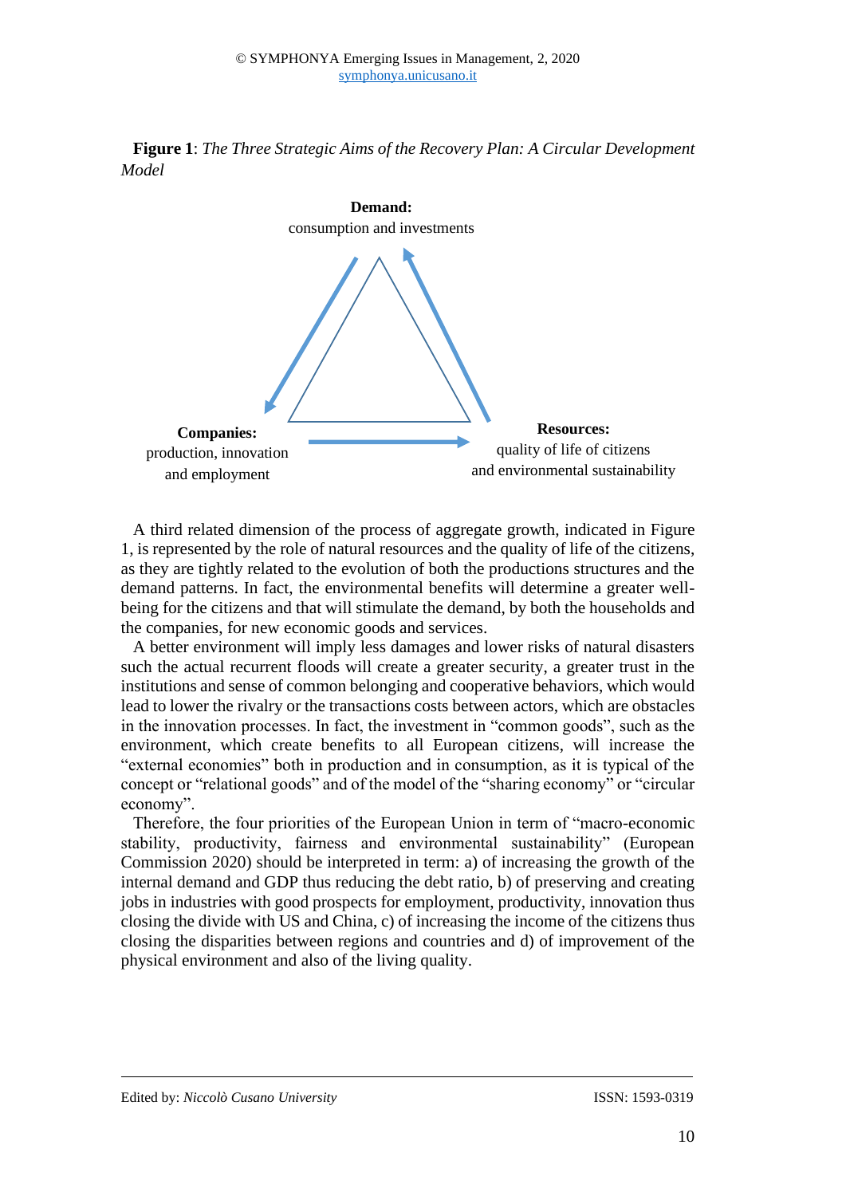**Figure 1**: *The Three Strategic Aims of the Recovery Plan: A Circular Development Model*

**Demand:**
consumption and investments

**Companies:**
production, innovation
and employment

**Resources:**
quality of life of citizens
and environmental sustainability

A third related dimension of the process of aggregate growth, indicated in Figure 1, is represented by the role of natural resources and the quality of life of the citizens, as they are tightly related to the evolution of both the productions structures and the demand patterns. In fact, the environmental benefits will determine a greater well-being for the citizens and that will stimulate the demand, by both the households and the companies, for new economic goods and services.

A better environment will imply less damages and lower risks of natural disasters such the actual recurrent floods will create a greater security, a greater trust in the institutions and sense of common belonging and cooperative behaviors, which would lead to lower the rivalry or the transactions costs between actors, which are obstacles in the innovation processes. In fact, the investment in "common goods", such as the environment, which create benefits to all European citizens, will increase the "external economies" both in production and in consumption, as it is typical of the concept or "relational goods" and of the model of the "sharing economy" or "circular economy".

Therefore, the four priorities of the European Union in term of "macro-economic stability, productivity, fairness and environmental sustainability" (European Commission 2020) should be interpreted in term: a) of increasing the growth of the internal demand and GDP thus reducing the debt ratio, b) of preserving and creating jobs in industries with good prospects for employment, productivity, innovation thus closing the divide with US and China, c) of increasing the income of the citizens thus closing the disparities between regions and countries and d) of improvement of the physical environment and also of the living quality.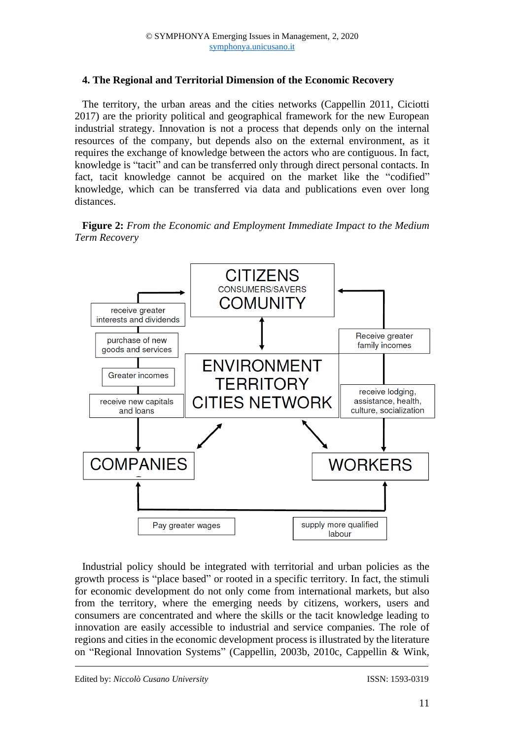## 4. The Regional and Territorial Dimension of the Economic Recovery

The territory, the urban areas and the cities networks (Cappellin 2011, Ciciotti 2017) are the priority political and geographical framework for the new European industrial strategy. Innovation is not a process that depends only on the internal resources of the company, but depends also on the external environment, as it requires the exchange of knowledge between the actors who are contiguous. In fact, knowledge is "tacit" and can be transferred only through direct personal contacts. In fact, tacit knowledge cannot be acquired on the market like the "codified" knowledge, which can be transferred via data and publications even over long distances.

**Figure 2:** *From the Economic and Employment Immediate Impact to the Medium Term Recovery*

CITIZENS
CONSUMERS/SAVERS
COMUNITY

ENVIRONMENT
TERRITORY
CITIES NETWORK

COMPANIES

WORKERS

receive greater interests and dividends

purchase of new goods and services

Greater incomes

receive new capitals and loans

Receive greater family incomes

receive lodging, assistance, health, culture, socialization

Pay greater wages

supply more qualified labour

Industrial policy should be integrated with territorial and urban policies as the growth process is "place based" or rooted in a specific territory. In fact, the stimuli for economic development do not only come from international markets, but also from the territory, where the emerging needs by citizens, workers, users and consumers are concentrated and where the skills or the tacit knowledge leading to innovation are easily accessible to industrial and service companies. The role of regions and cities in the economic development process is illustrated by the literature on "Regional Innovation Systems" (Cappellin, 2003b, 2010c, Cappellin & Wink,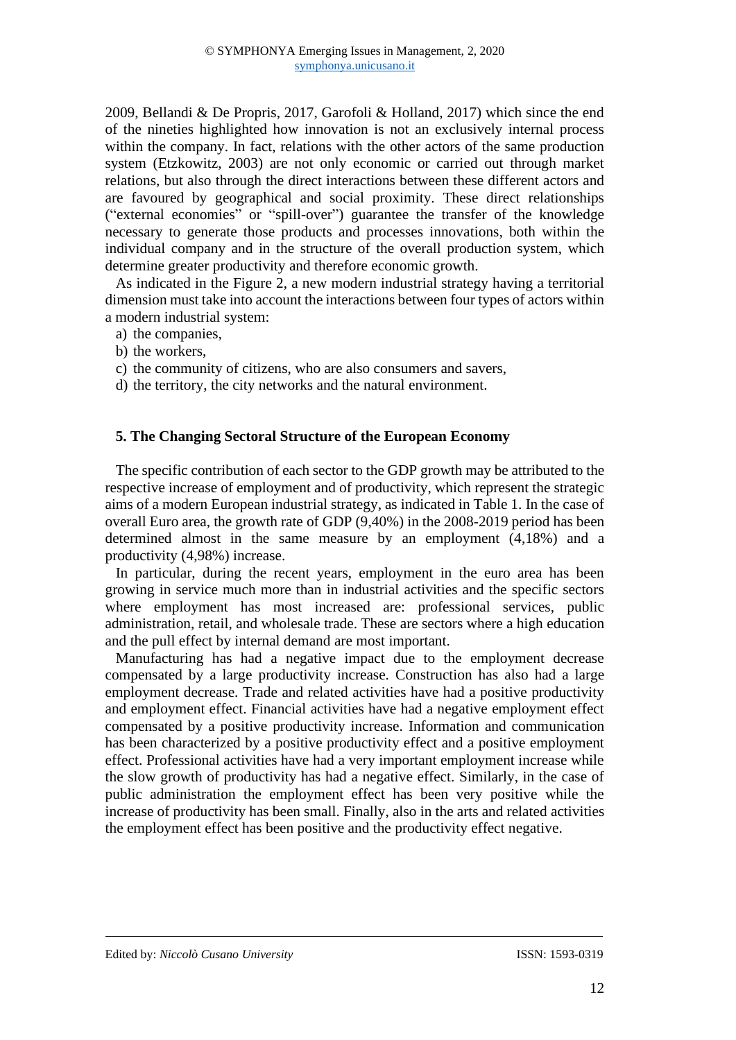2009, Bellandi & De Propris, 2017, Garofoli & Holland, 2017) which since the end of the nineties highlighted how innovation is not an exclusively internal process within the company. In fact, relations with the other actors of the same production system (Etzkowitz, 2003) are not only economic or carried out through market relations, but also through the direct interactions between these different actors and are favoured by geographical and social proximity. These direct relationships ("external economies" or "spill-over") guarantee the transfer of the knowledge necessary to generate those products and processes innovations, both within the individual company and in the structure of the overall production system, which determine greater productivity and therefore economic growth.

As indicated in the Figure 2, a new modern industrial strategy having a territorial dimension must take into account the interactions between four types of actors within a modern industrial system:

a) the companies,
b) the workers,
c) the community of citizens, who are also consumers and savers,
d) the territory, the city networks and the natural environment.

## 5. The Changing Sectoral Structure of the European Economy

The specific contribution of each sector to the GDP growth may be attributed to the respective increase of employment and of productivity, which represent the strategic aims of a modern European industrial strategy, as indicated in Table 1. In the case of overall Euro area, the growth rate of GDP (9,40%) in the 2008-2019 period has been determined almost in the same measure by an employment (4,18%) and a productivity (4,98%) increase.

In particular, during the recent years, employment in the euro area has been growing in service much more than in industrial activities and the specific sectors where employment has most increased are: professional services, public administration, retail, and wholesale trade. These are sectors where a high education and the pull effect by internal demand are most important.

Manufacturing has had a negative impact due to the employment decrease compensated by a large productivity increase. Construction has also had a large employment decrease. Trade and related activities have had a positive productivity and employment effect. Financial activities have had a negative employment effect compensated by a positive productivity increase. Information and communication has been characterized by a positive productivity effect and a positive employment effect. Professional activities have had a very important employment increase while the slow growth of productivity has had a negative effect. Similarly, in the case of public administration the employment effect has been very positive while the increase of productivity has been small. Finally, also in the arts and related activities the employment effect has been positive and the productivity effect negative.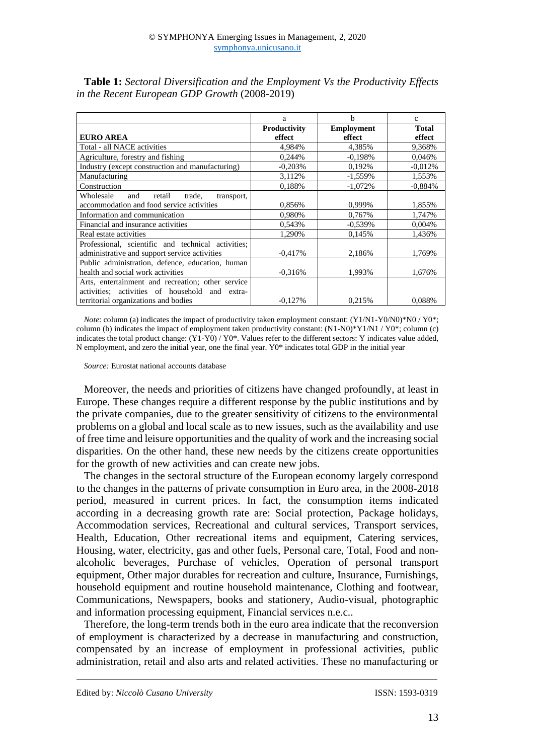**Table 1:** *Sectoral Diversification and the Employment Vs the Productivity Effects in the Recent European GDP Growth* (2008-2019)

| | a | b | c |
|---|---|---|---|
| **EURO AREA** | **Productivity effect** | **Employment effect** | **Total effect** |
| Total - all NACE activities | 4,984% | 4,385% | 9,368% |
| Agriculture, forestry and fishing | 0,244% | -0,198% | 0,046% |
| Industry (except construction and manufacturing) | -0,203% | 0,192% | -0,012% |
| Manufacturing | 3,112% | -1,559% | 1,553% |
| Construction | 0,188% | -1,072% | -0,884% |
| Wholesale and retail trade, transport, accommodation and food service activities | 0,856% | 0,999% | 1,855% |
| Information and communication | 0,980% | 0,767% | 1,747% |
| Financial and insurance activities | 0,543% | -0,539% | 0,004% |
| Real estate activities | 1,290% | 0,145% | 1,436% |
| Professional, scientific and technical activities; administrative and support service activities | -0,417% | 2,186% | 1,769% |
| Public administration, defence, education, human health and social work activities | -0,316% | 1,993% | 1,676% |
| Arts, entertainment and recreation; other service activities; activities of household and extra-territorial organizations and bodies | -0,127% | 0,215% | 0,088% |

*Note*: column (a) indicates the impact of productivity taken employment constant: (Y1/N1-Y0/N0)*N0 / Y0*; column (b) indicates the impact of employment taken productivity constant: (N1-N0)*Y1/N1 / Y0*; column (c) indicates the total product change: (Y1-Y0) / Y0*. Values refer to the different sectors: Y indicates value added, N employment, and zero the initial year, one the final year. Y0* indicates total GDP in the initial year

*Source:* Eurostat national accounts database

Moreover, the needs and priorities of citizens have changed profoundly, at least in Europe. These changes require a different response by the public institutions and by the private companies, due to the greater sensitivity of citizens to the environmental problems on a global and local scale as to new issues, such as the availability and use of free time and leisure opportunities and the quality of work and the increasing social disparities. On the other hand, these new needs by the citizens create opportunities for the growth of new activities and can create new jobs.

The changes in the sectoral structure of the European economy largely correspond to the changes in the patterns of private consumption in Euro area, in the 2008-2018 period, measured in current prices. In fact, the consumption items indicated according in a decreasing growth rate are: Social protection, Package holidays, Accommodation services, Recreational and cultural services, Transport services, Health, Education, Other recreational items and equipment, Catering services, Housing, water, electricity, gas and other fuels, Personal care, Total, Food and non-alcoholic beverages, Purchase of vehicles, Operation of personal transport equipment, Other major durables for recreation and culture, Insurance, Furnishings, household equipment and routine household maintenance, Clothing and footwear, Communications, Newspapers, books and stationery, Audio-visual, photographic and information processing equipment, Financial services n.e.c..

Therefore, the long-term trends both in the euro area indicate that the reconversion of employment is characterized by a decrease in manufacturing and construction, compensated by an increase of employment in professional activities, public administration, retail and also arts and related activities. These no manufacturing or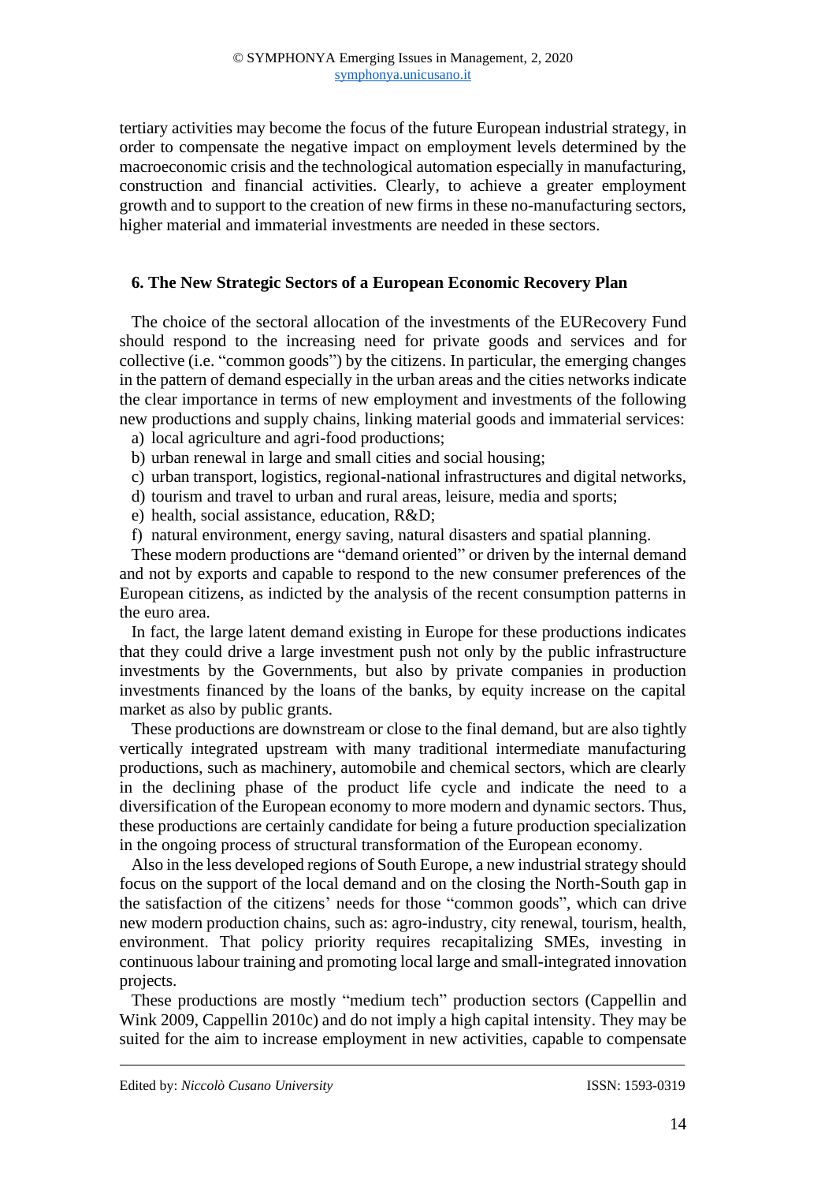tertiary activities may become the focus of the future European industrial strategy, in order to compensate the negative impact on employment levels determined by the macroeconomic crisis and the technological automation especially in manufacturing, construction and financial activities. Clearly, to achieve a greater employment growth and to support to the creation of new firms in these no-manufacturing sectors, higher material and immaterial investments are needed in these sectors.

## 6. The New Strategic Sectors of a European Economic Recovery Plan

The choice of the sectoral allocation of the investments of the EURecovery Fund should respond to the increasing need for private goods and services and for collective (i.e. "common goods") by the citizens. In particular, the emerging changes in the pattern of demand especially in the urban areas and the cities networks indicate the clear importance in terms of new employment and investments of the following new productions and supply chains, linking material goods and immaterial services:

a) local agriculture and agri-food productions;
b) urban renewal in large and small cities and social housing;
c) urban transport, logistics, regional-national infrastructures and digital networks,
d) tourism and travel to urban and rural areas, leisure, media and sports;
e) health, social assistance, education, R&D;
f) natural environment, energy saving, natural disasters and spatial planning.

These modern productions are "demand oriented" or driven by the internal demand and not by exports and capable to respond to the new consumer preferences of the European citizens, as indicted by the analysis of the recent consumption patterns in the euro area.

In fact, the large latent demand existing in Europe for these productions indicates that they could drive a large investment push not only by the public infrastructure investments by the Governments, but also by private companies in production investments financed by the loans of the banks, by equity increase on the capital market as also by public grants.

These productions are downstream or close to the final demand, but are also tightly vertically integrated upstream with many traditional intermediate manufacturing productions, such as machinery, automobile and chemical sectors, which are clearly in the declining phase of the product life cycle and indicate the need to a diversification of the European economy to more modern and dynamic sectors. Thus, these productions are certainly candidate for being a future production specialization in the ongoing process of structural transformation of the European economy.

Also in the less developed regions of South Europe, a new industrial strategy should focus on the support of the local demand and on the closing the North-South gap in the satisfaction of the citizens' needs for those "common goods", which can drive new modern production chains, such as: agro-industry, city renewal, tourism, health, environment. That policy priority requires recapitalizing SMEs, investing in continuous labour training and promoting local large and small-integrated innovation projects.

These productions are mostly "medium tech" production sectors (Cappellin and Wink 2009, Cappellin 2010c) and do not imply a high capital intensity. They may be suited for the aim to increase employment in new activities, capable to compensate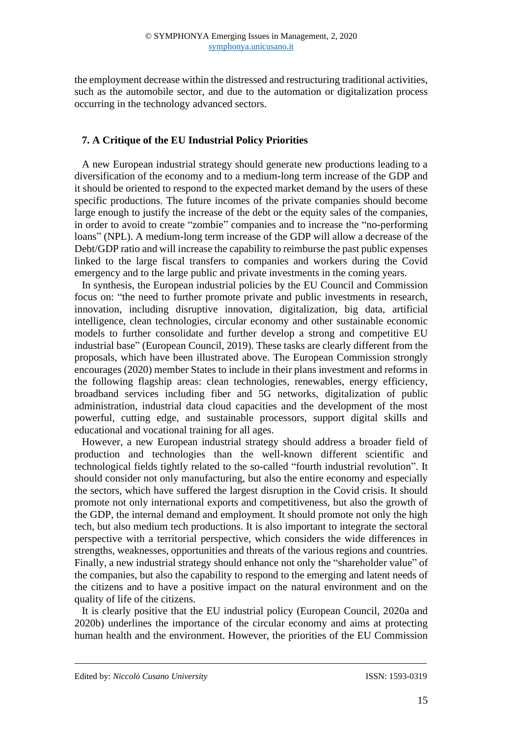the employment decrease within the distressed and restructuring traditional activities, such as the automobile sector, and due to the automation or digitalization process occurring in the technology advanced sectors.

## 7. A Critique of the EU Industrial Policy Priorities

A new European industrial strategy should generate new productions leading to a diversification of the economy and to a medium-long term increase of the GDP and it should be oriented to respond to the expected market demand by the users of these specific productions. The future incomes of the private companies should become large enough to justify the increase of the debt or the equity sales of the companies, in order to avoid to create "zombie" companies and to increase the "no-performing loans" (NPL). A medium-long term increase of the GDP will allow a decrease of the Debt/GDP ratio and will increase the capability to reimburse the past public expenses linked to the large fiscal transfers to companies and workers during the Covid emergency and to the large public and private investments in the coming years.

In synthesis, the European industrial policies by the EU Council and Commission focus on: "the need to further promote private and public investments in research, innovation, including disruptive innovation, digitalization, big data, artificial intelligence, clean technologies, circular economy and other sustainable economic models to further consolidate and further develop a strong and competitive EU industrial base" (European Council, 2019). These tasks are clearly different from the proposals, which have been illustrated above. The European Commission strongly encourages (2020) member States to include in their plans investment and reforms in the following flagship areas: clean technologies, renewables, energy efficiency, broadband services including fiber and 5G networks, digitalization of public administration, industrial data cloud capacities and the development of the most powerful, cutting edge, and sustainable processors, support digital skills and educational and vocational training for all ages.

However, a new European industrial strategy should address a broader field of production and technologies than the well-known different scientific and technological fields tightly related to the so-called "fourth industrial revolution". It should consider not only manufacturing, but also the entire economy and especially the sectors, which have suffered the largest disruption in the Covid crisis. It should promote not only international exports and competitiveness, but also the growth of the GDP, the internal demand and employment. It should promote not only the high tech, but also medium tech productions. It is also important to integrate the sectoral perspective with a territorial perspective, which considers the wide differences in strengths, weaknesses, opportunities and threats of the various regions and countries. Finally, a new industrial strategy should enhance not only the "shareholder value" of the companies, but also the capability to respond to the emerging and latent needs of the citizens and to have a positive impact on the natural environment and on the quality of life of the citizens.

It is clearly positive that the EU industrial policy (European Council, 2020a and 2020b) underlines the importance of the circular economy and aims at protecting human health and the environment. However, the priorities of the EU Commission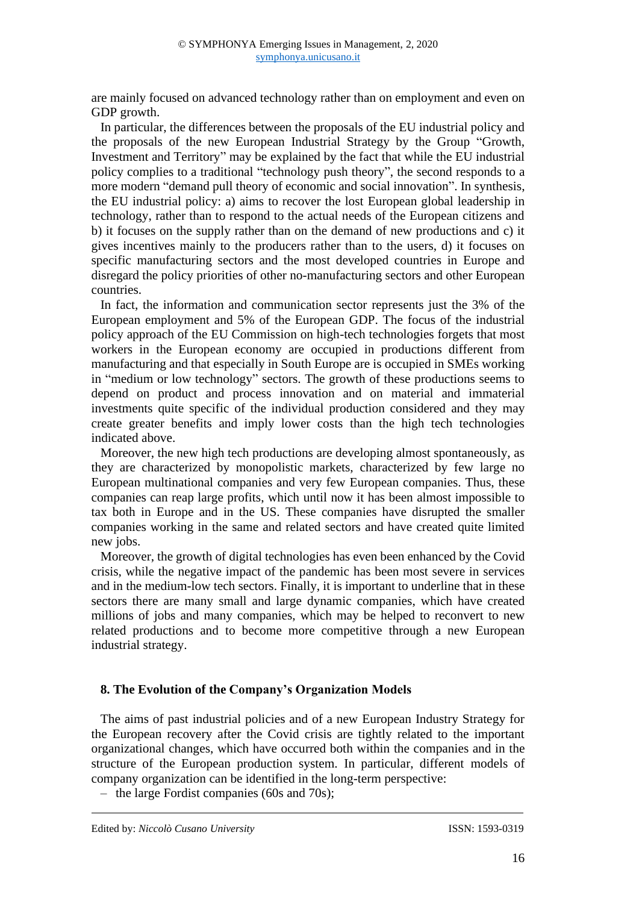are mainly focused on advanced technology rather than on employment and even on GDP growth.

In particular, the differences between the proposals of the EU industrial policy and the proposals of the new European Industrial Strategy by the Group "Growth, Investment and Territory" may be explained by the fact that while the EU industrial policy complies to a traditional "technology push theory", the second responds to a more modern "demand pull theory of economic and social innovation". In synthesis, the EU industrial policy: a) aims to recover the lost European global leadership in technology, rather than to respond to the actual needs of the European citizens and b) it focuses on the supply rather than on the demand of new productions and c) it gives incentives mainly to the producers rather than to the users, d) it focuses on specific manufacturing sectors and the most developed countries in Europe and disregard the policy priorities of other no-manufacturing sectors and other European countries.

In fact, the information and communication sector represents just the 3% of the European employment and 5% of the European GDP. The focus of the industrial policy approach of the EU Commission on high-tech technologies forgets that most workers in the European economy are occupied in productions different from manufacturing and that especially in South Europe are is occupied in SMEs working in "medium or low technology" sectors. The growth of these productions seems to depend on product and process innovation and on material and immaterial investments quite specific of the individual production considered and they may create greater benefits and imply lower costs than the high tech technologies indicated above.

Moreover, the new high tech productions are developing almost spontaneously, as they are characterized by monopolistic markets, characterized by few large no European multinational companies and very few European companies. Thus, these companies can reap large profits, which until now it has been almost impossible to tax both in Europe and in the US. These companies have disrupted the smaller companies working in the same and related sectors and have created quite limited new jobs.

Moreover, the growth of digital technologies has even been enhanced by the Covid crisis, while the negative impact of the pandemic has been most severe in services and in the medium-low tech sectors. Finally, it is important to underline that in these sectors there are many small and large dynamic companies, which have created millions of jobs and many companies, which may be helped to reconvert to new related productions and to become more competitive through a new European industrial strategy.

## 8. The Evolution of the Company's Organization Models

The aims of past industrial policies and of a new European Industry Strategy for the European recovery after the Covid crisis are tightly related to the important organizational changes, which have occurred both within the companies and in the structure of the European production system. In particular, different models of company organization can be identified in the long-term perspective:

– the large Fordist companies (60s and 70s);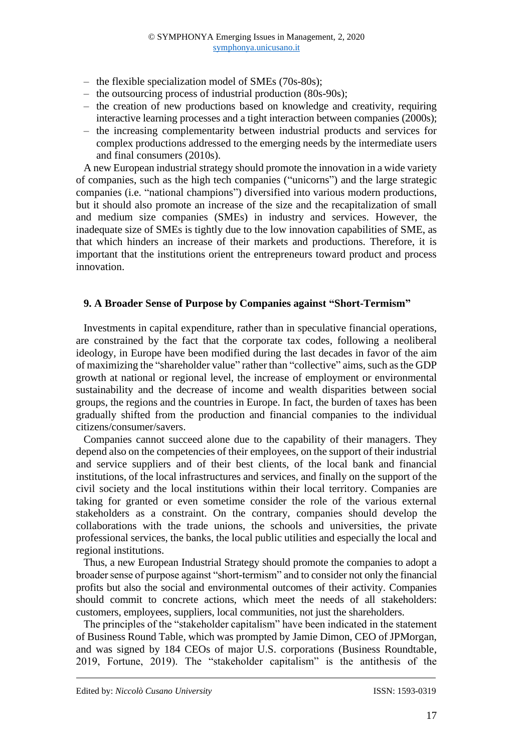- the flexible specialization model of SMEs (70s-80s);
- the outsourcing process of industrial production (80s-90s);
- the creation of new productions based on knowledge and creativity, requiring interactive learning processes and a tight interaction between companies (2000s);
- the increasing complementarity between industrial products and services for complex productions addressed to the emerging needs by the intermediate users and final consumers (2010s).

A new European industrial strategy should promote the innovation in a wide variety of companies, such as the high tech companies ("unicorns") and the large strategic companies (i.e. "national champions") diversified into various modern productions, but it should also promote an increase of the size and the recapitalization of small and medium size companies (SMEs) in industry and services. However, the inadequate size of SMEs is tightly due to the low innovation capabilities of SME, as that which hinders an increase of their markets and productions. Therefore, it is important that the institutions orient the entrepreneurs toward product and process innovation.

## 9. A Broader Sense of Purpose by Companies against "Short-Termism"

Investments in capital expenditure, rather than in speculative financial operations, are constrained by the fact that the corporate tax codes, following a neoliberal ideology, in Europe have been modified during the last decades in favor of the aim of maximizing the "shareholder value" rather than "collective" aims, such as the GDP growth at national or regional level, the increase of employment or environmental sustainability and the decrease of income and wealth disparities between social groups, the regions and the countries in Europe. In fact, the burden of taxes has been gradually shifted from the production and financial companies to the individual citizens/consumer/savers.

Companies cannot succeed alone due to the capability of their managers. They depend also on the competencies of their employees, on the support of their industrial and service suppliers and of their best clients, of the local bank and financial institutions, of the local infrastructures and services, and finally on the support of the civil society and the local institutions within their local territory. Companies are taking for granted or even sometime consider the role of the various external stakeholders as a constraint. On the contrary, companies should develop the collaborations with the trade unions, the schools and universities, the private professional services, the banks, the local public utilities and especially the local and regional institutions.

Thus, a new European Industrial Strategy should promote the companies to adopt a broader sense of purpose against "short-termism" and to consider not only the financial profits but also the social and environmental outcomes of their activity. Companies should commit to concrete actions, which meet the needs of all stakeholders: customers, employees, suppliers, local communities, not just the shareholders.

The principles of the "stakeholder capitalism" have been indicated in the statement of Business Round Table, which was prompted by Jamie Dimon, CEO of JPMorgan, and was signed by 184 CEOs of major U.S. corporations (Business Roundtable, 2019, Fortune, 2019). The "stakeholder capitalism" is the antithesis of the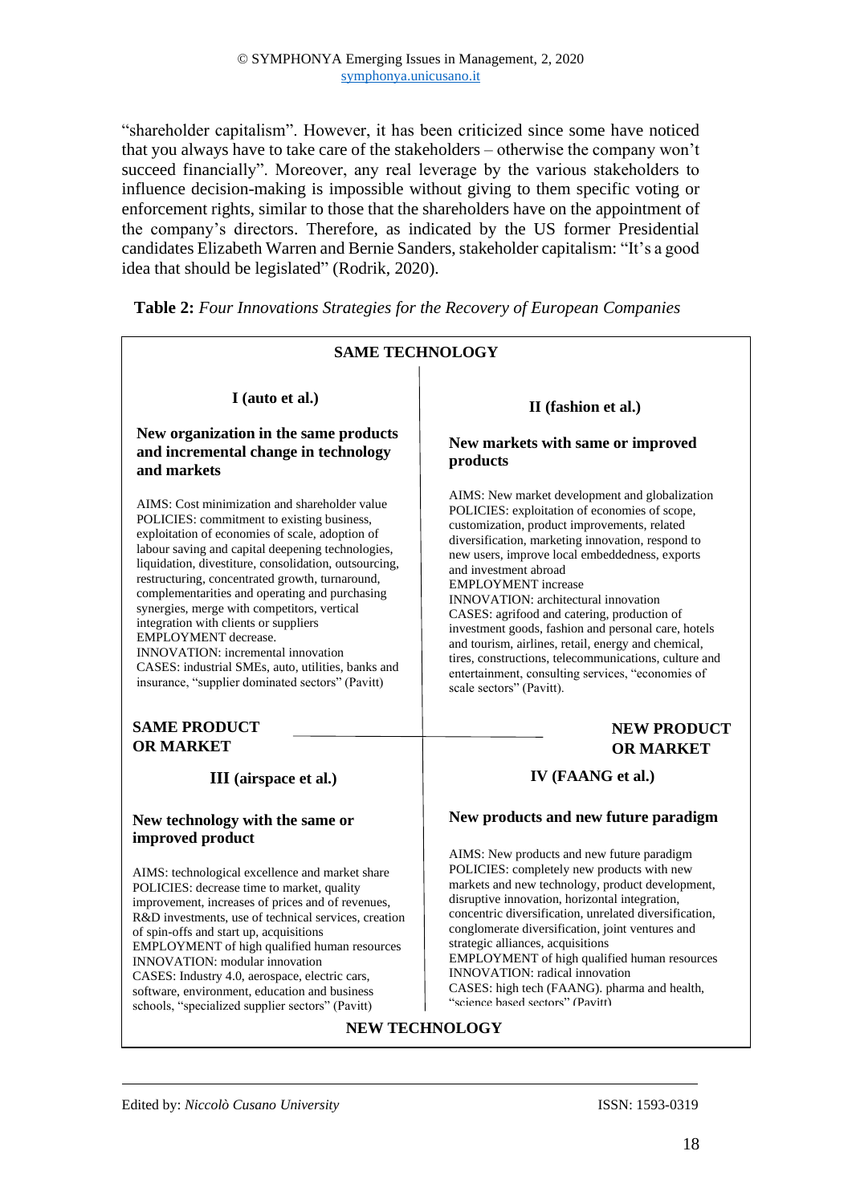"shareholder capitalism". However, it has been criticized since some have noticed that you always have to take care of the stakeholders – otherwise the company won't succeed financially". Moreover, any real leverage by the various stakeholders to influence decision-making is impossible without giving to them specific voting or enforcement rights, similar to those that the shareholders have on the appointment of the company's directors. Therefore, as indicated by the US former Presidential candidates Elizabeth Warren and Bernie Sanders, stakeholder capitalism: "It's a good idea that should be legislated" (Rodrik, 2020).

**Table 2:** *Four Innovations Strategies for the Recovery of European Companies*

| | **SAME TECHNOLOGY** | |
|---|---|---|
| | **I (auto et al.)**<br><br>**New organization in the same products and incremental change in technology and markets**<br><br>AIMS: Cost minimization and shareholder value<br>POLICIES: commitment to existing business, exploitation of economies of scale, adoption of labour saving and capital deepening technologies, liquidation, divestiture, consolidation, outsourcing, restructuring, concentrated growth, turnaround, complementarities and operating and purchasing synergies, merge with competitors, vertical integration with clients or suppliers<br>EMPLOYMENT decrease.<br>INNOVATION: incremental innovation<br>CASES: industrial SMEs, auto, utilities, banks and insurance, "supplier dominated sectors" (Pavitt) | **II (fashion et al.)**<br><br>**New markets with same or improved products**<br><br>AIMS: New market development and globalization<br>POLICIES: exploitation of economies of scope, customization, product improvements, related diversification, marketing innovation, respond to new users, improve local embeddedness, exports and investment abroad<br>EMPLOYMENT increase<br>INNOVATION: architectural innovation<br>CASES: agrifood and catering, production of investment goods, fashion and personal care, hotels and tourism, airlines, retail, energy and chemical, tires, constructions, telecommunications, culture and entertainment, consulting services, "economies of scale sectors" (Pavitt). |
| **SAME PRODUCT OR MARKET** | | **NEW PRODUCT OR MARKET** |
| | **III (airspace et al.)**<br><br>**New technology with the same or improved product**<br><br>AIMS: technological excellence and market share<br>POLICIES: decrease time to market, quality improvement, increases of prices and of revenues, R&D investments, use of technical services, creation of spin-offs and start up, acquisitions<br>EMPLOYMENT of high qualified human resources<br>INNOVATION: modular innovation<br>CASES: Industry 4.0, aerospace, electric cars, software, environment, education and business schools, "specialized supplier sectors" (Pavitt) | **IV (FAANG et al.)**<br><br>**New products and new future paradigm**<br><br>AIMS: New products and new future paradigm<br>POLICIES: completely new products with new markets and new technology, product development, disruptive innovation, horizontal integration, concentric diversification, unrelated diversification, conglomerate diversification, joint ventures and strategic alliances, acquisitions<br>EMPLOYMENT of high qualified human resources<br>INNOVATION: radical innovation<br>CASES: high tech (FAANG). pharma and health, "science based sectors" (Pavitt) |
| | **NEW TECHNOLOGY** | |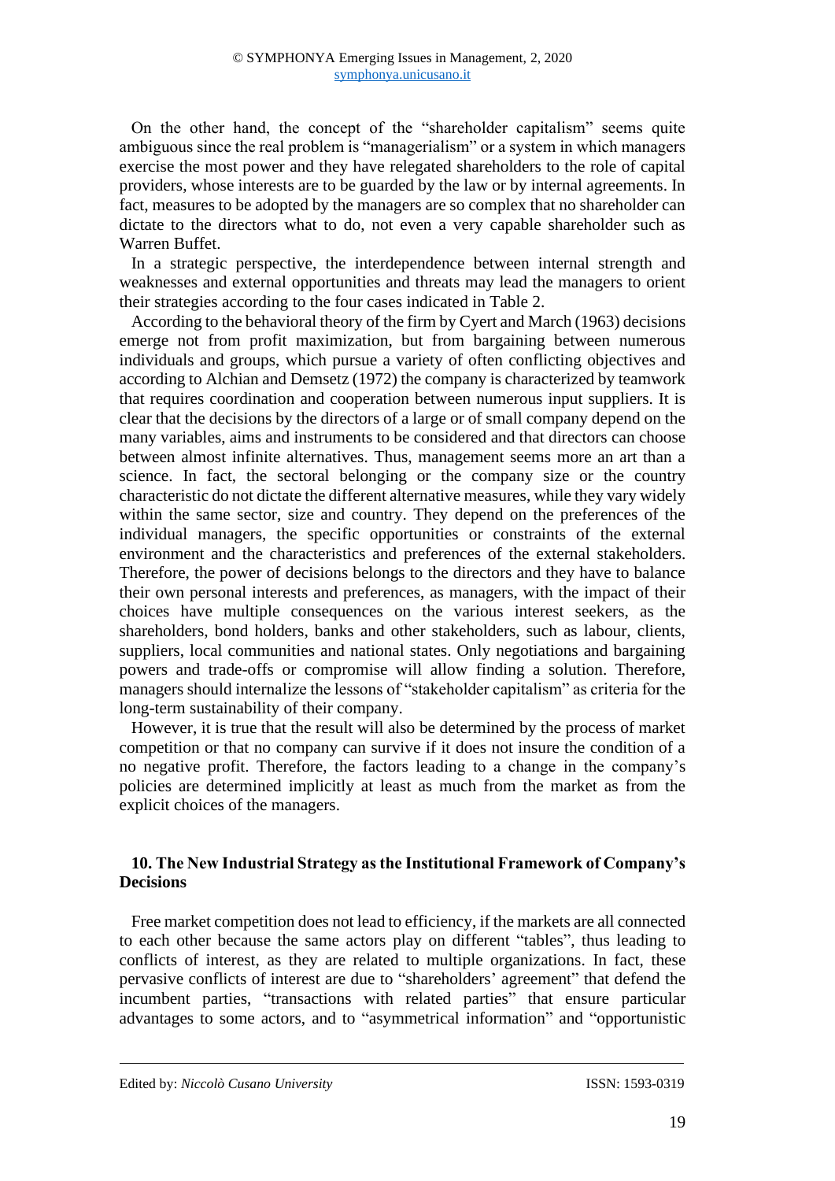On the other hand, the concept of the "shareholder capitalism" seems quite ambiguous since the real problem is "managerialism" or a system in which managers exercise the most power and they have relegated shareholders to the role of capital providers, whose interests are to be guarded by the law or by internal agreements. In fact, measures to be adopted by the managers are so complex that no shareholder can dictate to the directors what to do, not even a very capable shareholder such as Warren Buffet.

In a strategic perspective, the interdependence between internal strength and weaknesses and external opportunities and threats may lead the managers to orient their strategies according to the four cases indicated in Table 2.

According to the behavioral theory of the firm by Cyert and March (1963) decisions emerge not from profit maximization, but from bargaining between numerous individuals and groups, which pursue a variety of often conflicting objectives and according to Alchian and Demsetz (1972) the company is characterized by teamwork that requires coordination and cooperation between numerous input suppliers. It is clear that the decisions by the directors of a large or of small company depend on the many variables, aims and instruments to be considered and that directors can choose between almost infinite alternatives. Thus, management seems more an art than a science. In fact, the sectoral belonging or the company size or the country characteristic do not dictate the different alternative measures, while they vary widely within the same sector, size and country. They depend on the preferences of the individual managers, the specific opportunities or constraints of the external environment and the characteristics and preferences of the external stakeholders. Therefore, the power of decisions belongs to the directors and they have to balance their own personal interests and preferences, as managers, with the impact of their choices have multiple consequences on the various interest seekers, as the shareholders, bond holders, banks and other stakeholders, such as labour, clients, suppliers, local communities and national states. Only negotiations and bargaining powers and trade-offs or compromise will allow finding a solution. Therefore, managers should internalize the lessons of "stakeholder capitalism" as criteria for the long-term sustainability of their company.

However, it is true that the result will also be determined by the process of market competition or that no company can survive if it does not insure the condition of a no negative profit. Therefore, the factors leading to a change in the company's policies are determined implicitly at least as much from the market as from the explicit choices of the managers.

## 10. The New Industrial Strategy as the Institutional Framework of Company's Decisions

Free market competition does not lead to efficiency, if the markets are all connected to each other because the same actors play on different "tables", thus leading to conflicts of interest, as they are related to multiple organizations. In fact, these pervasive conflicts of interest are due to "shareholders' agreement" that defend the incumbent parties, "transactions with related parties" that ensure particular advantages to some actors, and to "asymmetrical information" and "opportunistic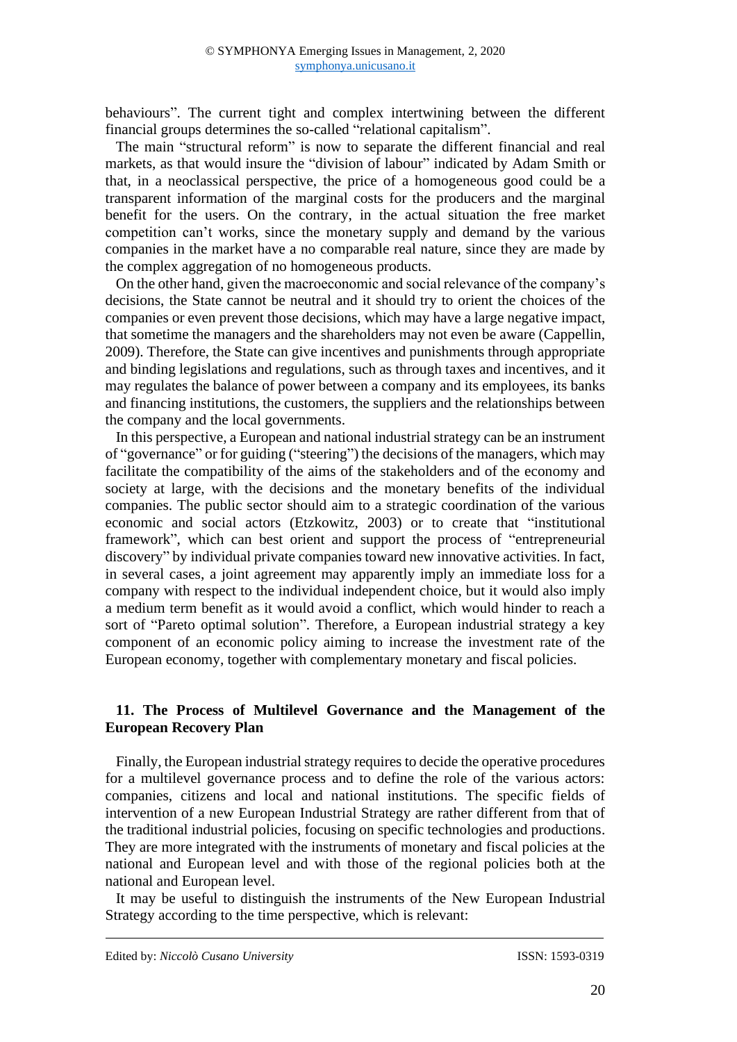behaviours". The current tight and complex intertwining between the different financial groups determines the so-called "relational capitalism".

The main "structural reform" is now to separate the different financial and real markets, as that would insure the "division of labour" indicated by Adam Smith or that, in a neoclassical perspective, the price of a homogeneous good could be a transparent information of the marginal costs for the producers and the marginal benefit for the users. On the contrary, in the actual situation the free market competition can't works, since the monetary supply and demand by the various companies in the market have a no comparable real nature, since they are made by the complex aggregation of no homogeneous products.

On the other hand, given the macroeconomic and social relevance of the company's decisions, the State cannot be neutral and it should try to orient the choices of the companies or even prevent those decisions, which may have a large negative impact, that sometime the managers and the shareholders may not even be aware (Cappellin, 2009). Therefore, the State can give incentives and punishments through appropriate and binding legislations and regulations, such as through taxes and incentives, and it may regulates the balance of power between a company and its employees, its banks and financing institutions, the customers, the suppliers and the relationships between the company and the local governments.

In this perspective, a European and national industrial strategy can be an instrument of "governance" or for guiding ("steering") the decisions of the managers, which may facilitate the compatibility of the aims of the stakeholders and of the economy and society at large, with the decisions and the monetary benefits of the individual companies. The public sector should aim to a strategic coordination of the various economic and social actors (Etzkowitz, 2003) or to create that "institutional framework", which can best orient and support the process of "entrepreneurial discovery" by individual private companies toward new innovative activities. In fact, in several cases, a joint agreement may apparently imply an immediate loss for a company with respect to the individual independent choice, but it would also imply a medium term benefit as it would avoid a conflict, which would hinder to reach a sort of "Pareto optimal solution". Therefore, a European industrial strategy a key component of an economic policy aiming to increase the investment rate of the European economy, together with complementary monetary and fiscal policies.

## 11. The Process of Multilevel Governance and the Management of the European Recovery Plan

Finally, the European industrial strategy requires to decide the operative procedures for a multilevel governance process and to define the role of the various actors: companies, citizens and local and national institutions. The specific fields of intervention of a new European Industrial Strategy are rather different from that of the traditional industrial policies, focusing on specific technologies and productions. They are more integrated with the instruments of monetary and fiscal policies at the national and European level and with those of the regional policies both at the national and European level.

It may be useful to distinguish the instruments of the New European Industrial Strategy according to the time perspective, which is relevant: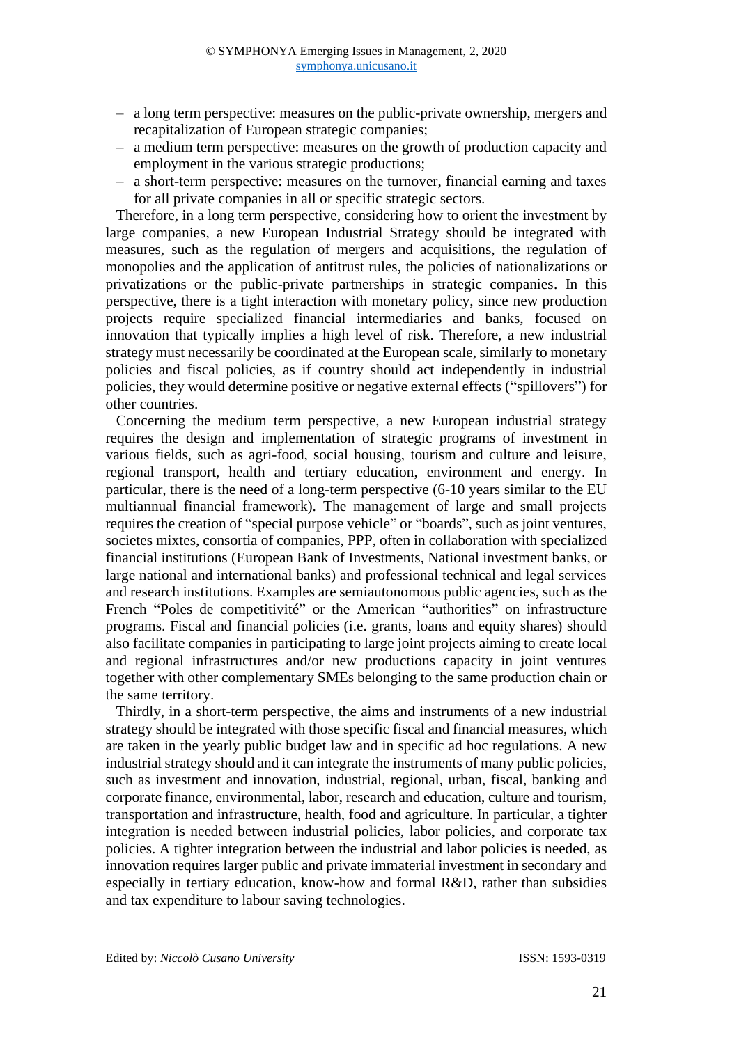- a long term perspective: measures on the public-private ownership, mergers and recapitalization of European strategic companies;
- a medium term perspective: measures on the growth of production capacity and employment in the various strategic productions;
- a short-term perspective: measures on the turnover, financial earning and taxes for all private companies in all or specific strategic sectors.

Therefore, in a long term perspective, considering how to orient the investment by large companies, a new European Industrial Strategy should be integrated with measures, such as the regulation of mergers and acquisitions, the regulation of monopolies and the application of antitrust rules, the policies of nationalizations or privatizations or the public-private partnerships in strategic companies. In this perspective, there is a tight interaction with monetary policy, since new production projects require specialized financial intermediaries and banks, focused on innovation that typically implies a high level of risk. Therefore, a new industrial strategy must necessarily be coordinated at the European scale, similarly to monetary policies and fiscal policies, as if country should act independently in industrial policies, they would determine positive or negative external effects ("spillovers") for other countries.

Concerning the medium term perspective, a new European industrial strategy requires the design and implementation of strategic programs of investment in various fields, such as agri-food, social housing, tourism and culture and leisure, regional transport, health and tertiary education, environment and energy. In particular, there is the need of a long-term perspective (6-10 years similar to the EU multiannual financial framework). The management of large and small projects requires the creation of "special purpose vehicle" or "boards", such as joint ventures, societes mixtes, consortia of companies, PPP, often in collaboration with specialized financial institutions (European Bank of Investments, National investment banks, or large national and international banks) and professional technical and legal services and research institutions. Examples are semiautonomous public agencies, such as the French "Poles de competitivité" or the American "authorities" on infrastructure programs. Fiscal and financial policies (i.e. grants, loans and equity shares) should also facilitate companies in participating to large joint projects aiming to create local and regional infrastructures and/or new productions capacity in joint ventures together with other complementary SMEs belonging to the same production chain or the same territory.

Thirdly, in a short-term perspective, the aims and instruments of a new industrial strategy should be integrated with those specific fiscal and financial measures, which are taken in the yearly public budget law and in specific ad hoc regulations. A new industrial strategy should and it can integrate the instruments of many public policies, such as investment and innovation, industrial, regional, urban, fiscal, banking and corporate finance, environmental, labor, research and education, culture and tourism, transportation and infrastructure, health, food and agriculture. In particular, a tighter integration is needed between industrial policies, labor policies, and corporate tax policies. A tighter integration between the industrial and labor policies is needed, as innovation requires larger public and private immaterial investment in secondary and especially in tertiary education, know-how and formal R&D, rather than subsidies and tax expenditure to labour saving technologies.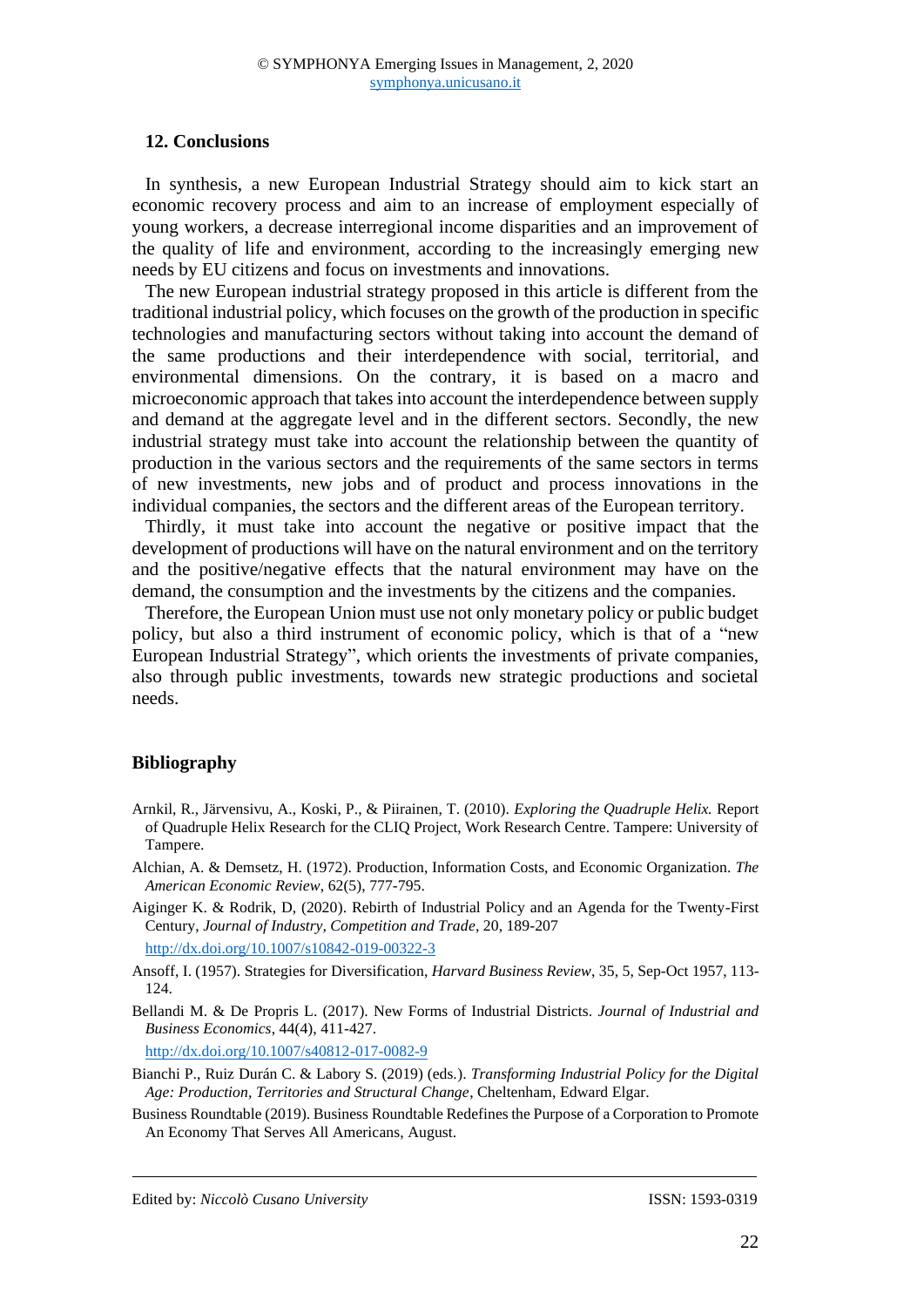## 12. Conclusions

In synthesis, a new European Industrial Strategy should aim to kick start an economic recovery process and aim to an increase of employment especially of young workers, a decrease interregional income disparities and an improvement of the quality of life and environment, according to the increasingly emerging new needs by EU citizens and focus on investments and innovations.

The new European industrial strategy proposed in this article is different from the traditional industrial policy, which focuses on the growth of the production in specific technologies and manufacturing sectors without taking into account the demand of the same productions and their interdependence with social, territorial, and environmental dimensions. On the contrary, it is based on a macro and microeconomic approach that takes into account the interdependence between supply and demand at the aggregate level and in the different sectors. Secondly, the new industrial strategy must take into account the relationship between the quantity of production in the various sectors and the requirements of the same sectors in terms of new investments, new jobs and of product and process innovations in the individual companies, the sectors and the different areas of the European territory.

Thirdly, it must take into account the negative or positive impact that the development of productions will have on the natural environment and on the territory and the positive/negative effects that the natural environment may have on the demand, the consumption and the investments by the citizens and the companies.

Therefore, the European Union must use not only monetary policy or public budget policy, but also a third instrument of economic policy, which is that of a "new European Industrial Strategy", which orients the investments of private companies, also through public investments, towards new strategic productions and societal needs.

## Bibliography

Arnkil, R., Järvensivu, A., Koski, P., & Piirainen, T. (2010). *Exploring the Quadruple Helix.* Report of Quadruple Helix Research for the CLIQ Project, Work Research Centre. Tampere: University of Tampere.

Alchian, A. & Demsetz, H. (1972). Production, Information Costs, and Economic Organization. *The American Economic Review*, 62(5), 777-795.

Aiginger K. & Rodrik, D, (2020). Rebirth of Industrial Policy and an Agenda for the Twenty-First Century, *Journal of Industry, Competition and Trade*, 20, 189-207
http://dx.doi.org/10.1007/s10842-019-00322-3

Ansoff, I. (1957). Strategies for Diversification, *Harvard Business Review*, 35, 5, Sep-Oct 1957, 113-124.

Bellandi M. & De Propris L. (2017). New Forms of Industrial Districts. *Journal of Industrial and Business Economics*, 44(4), 411-427.
http://dx.doi.org/10.1007/s40812-017-0082-9

Bianchi P., Ruiz Durán C. & Labory S. (2019) (eds.). *Transforming Industrial Policy for the Digital Age: Production, Territories and Structural Change*, Cheltenham, Edward Elgar.

Business Roundtable (2019). Business Roundtable Redefines the Purpose of a Corporation to Promote An Economy That Serves All Americans, August.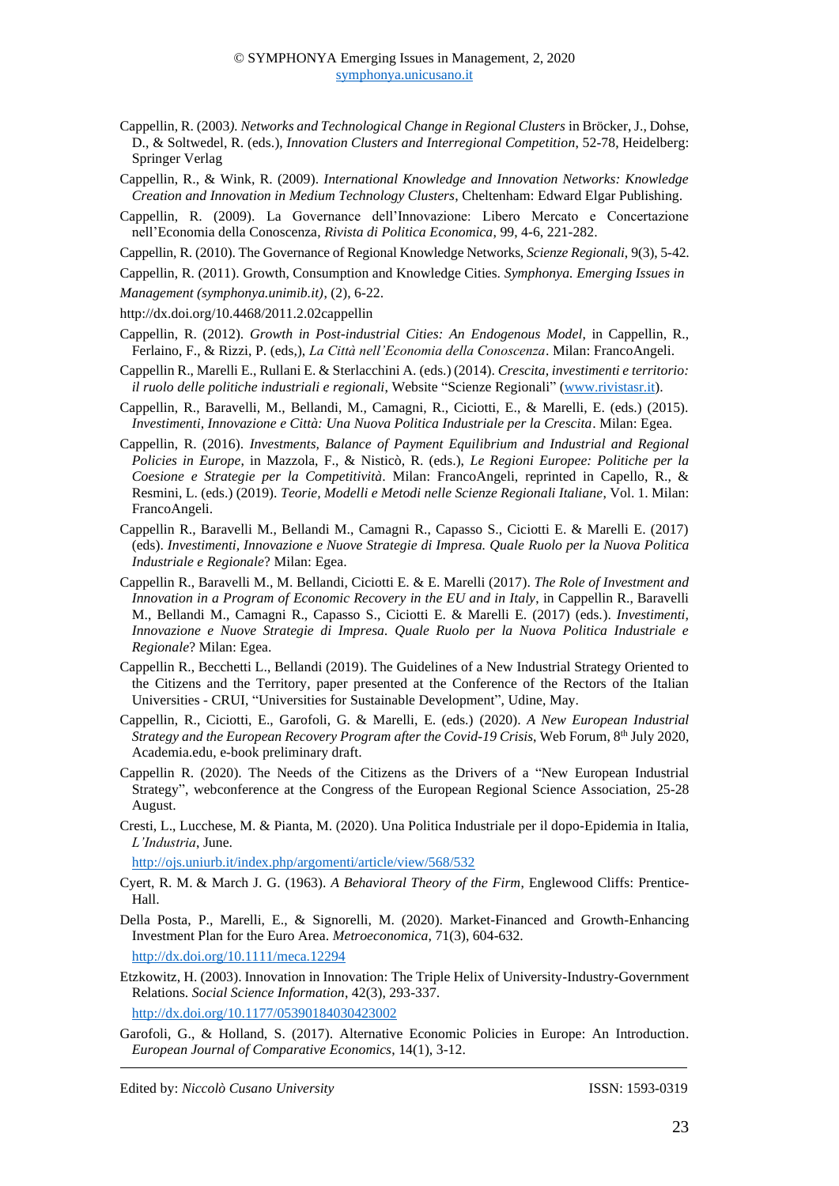Cappellin, R. (2003). *Networks and Technological Change in Regional Clusters* in Bröcker, J., Dohse, D., & Soltwedel, R. (eds.), *Innovation Clusters and Interregional Competition*, 52-78, Heidelberg: Springer Verlag

Cappellin, R., & Wink, R. (2009). *International Knowledge and Innovation Networks: Knowledge Creation and Innovation in Medium Technology Clusters*, Cheltenham: Edward Elgar Publishing.

Cappellin, R. (2009). La Governance dell'Innovazione: Libero Mercato e Concertazione nell'Economia della Conoscenza, *Rivista di Politica Economica*, 99, 4-6, 221-282.

Cappellin, R. (2010). The Governance of Regional Knowledge Networks, *Scienze Regionali*, 9(3), 5-42.

Cappellin, R. (2011). Growth, Consumption and Knowledge Cities. *Symphonya. Emerging Issues in Management (symphonya.unimib.it)*, (2), 6-22.

http://dx.doi.org/10.4468/2011.2.02cappellin

Cappellin, R. (2012). *Growth in Post-industrial Cities: An Endogenous Model*, in Cappellin, R., Ferlaino, F., & Rizzi, P. (eds,), *La Città nell'Economia della Conoscenza*. Milan: FrancoAngeli.

Cappellin R., Marelli E., Rullani E. & Sterlacchini A. (eds.) (2014). *Crescita, investimenti e territorio: il ruolo delle politiche industriali e regionali*, Website "Scienze Regionali" (www.rivistasr.it).

Cappellin, R., Baravelli, M., Bellandi, M., Camagni, R., Ciciotti, E., & Marelli, E. (eds.) (2015). *Investimenti, Innovazione e Città: Una Nuova Politica Industriale per la Crescita*. Milan: Egea.

Cappellin, R. (2016). *Investments, Balance of Payment Equilibrium and Industrial and Regional Policies in Europe*, in Mazzola, F., & Nisticò, R. (eds.), *Le Regioni Europee: Politiche per la Coesione e Strategie per la Competitività*. Milan: FrancoAngeli, reprinted in Capello, R., & Resmini, L. (eds.) (2019). *Teorie, Modelli e Metodi nelle Scienze Regionali Italiane*, Vol. 1. Milan: FrancoAngeli.

Cappellin R., Baravelli M., Bellandi M., Camagni R., Capasso S., Ciciotti E. & Marelli E. (2017) (eds). *Investimenti, Innovazione e Nuove Strategie di Impresa. Quale Ruolo per la Nuova Politica Industriale e Regionale*? Milan: Egea.

Cappellin R., Baravelli M., M. Bellandi, Ciciotti E. & E. Marelli (2017). *The Role of Investment and Innovation in a Program of Economic Recovery in the EU and in Italy*, in Cappellin R., Baravelli M., Bellandi M., Camagni R., Capasso S., Ciciotti E. & Marelli E. (2017) (eds.). *Investimenti, Innovazione e Nuove Strategie di Impresa. Quale Ruolo per la Nuova Politica Industriale e Regionale*? Milan: Egea.

Cappellin R., Becchetti L., Bellandi (2019). The Guidelines of a New Industrial Strategy Oriented to the Citizens and the Territory, paper presented at the Conference of the Rectors of the Italian Universities - CRUI, "Universities for Sustainable Development", Udine, May.

Cappellin, R., Ciciotti, E., Garofoli, G. & Marelli, E. (eds.) (2020). *A New European Industrial Strategy and the European Recovery Program after the Covid-19 Crisis*, Web Forum, 8th July 2020, Academia.edu, e-book preliminary draft.

Cappellin R. (2020). The Needs of the Citizens as the Drivers of a "New European Industrial Strategy", webconference at the Congress of the European Regional Science Association, 25-28 August.

Cresti, L., Lucchese, M. & Pianta, M. (2020). Una Politica Industriale per il dopo-Epidemia in Italia, *L'Industria*, June.

http://ojs.uniurb.it/index.php/argomenti/article/view/568/532

Cyert, R. M. & March J. G. (1963). *A Behavioral Theory of the Firm*, Englewood Cliffs: Prentice-Hall.

Della Posta, P., Marelli, E., & Signorelli, M. (2020). Market-Financed and Growth-Enhancing Investment Plan for the Euro Area. *Metroeconomica*, 71(3), 604-632.

http://dx.doi.org/10.1111/meca.12294

Etzkowitz, H. (2003). Innovation in Innovation: The Triple Helix of University-Industry-Government Relations. *Social Science Information*, 42(3), 293-337.

http://dx.doi.org/10.1177/05390184030423002

Garofoli, G., & Holland, S. (2017). Alternative Economic Policies in Europe: An Introduction. *European Journal of Comparative Economics*, 14(1), 3-12.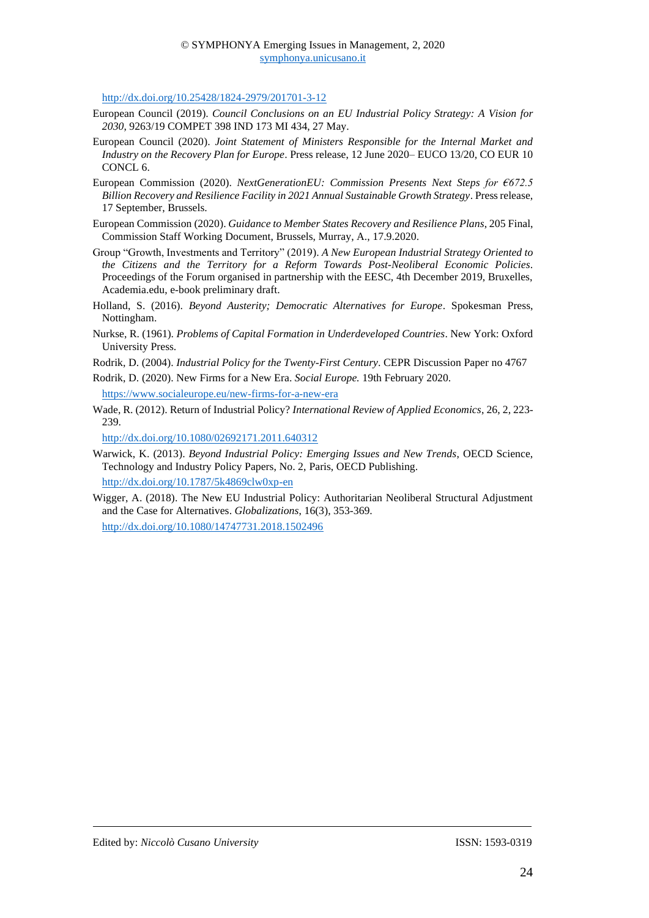http://dx.doi.org/10.25428/1824-2979/201701-3-12

European Council (2019). *Council Conclusions on an EU Industrial Policy Strategy: A Vision for 2030*, 9263/19 COMPET 398 IND 173 MI 434, 27 May.

European Council (2020). *Joint Statement of Ministers Responsible for the Internal Market and Industry on the Recovery Plan for Europe*. Press release, 12 June 2020– EUCO 13/20, CO EUR 10 CONCL 6.

European Commission (2020). *NextGenerationEU: Commission Presents Next Steps for €672.5 Billion Recovery and Resilience Facility in 2021 Annual Sustainable Growth Strategy*. Press release, 17 September, Brussels.

European Commission (2020). *Guidance to Member States Recovery and Resilience Plans*, 205 Final, Commission Staff Working Document, Brussels, Murray, A., 17.9.2020.

Group "Growth, Investments and Territory" (2019). *A New European Industrial Strategy Oriented to the Citizens and the Territory for a Reform Towards Post-Neoliberal Economic Policies*. Proceedings of the Forum organised in partnership with the EESC, 4th December 2019, Bruxelles, Academia.edu, e-book preliminary draft.

Holland, S. (2016). *Beyond Austerity; Democratic Alternatives for Europe*. Spokesman Press, Nottingham.

Nurkse, R. (1961). *Problems of Capital Formation in Underdeveloped Countries*. New York: Oxford University Press.

Rodrik, D. (2004). *Industrial Policy for the Twenty-First Century*. CEPR Discussion Paper no 4767

Rodrik, D. (2020). New Firms for a New Era. *Social Europe.* 19th February 2020.

https://www.socialeurope.eu/new-firms-for-a-new-era

Wade, R. (2012). Return of Industrial Policy? *International Review of Applied Economics*, 26, 2, 223-239.

http://dx.doi.org/10.1080/02692171.2011.640312

Warwick, K. (2013). *Beyond Industrial Policy: Emerging Issues and New Trends*, OECD Science, Technology and Industry Policy Papers, No. 2, Paris, OECD Publishing.

http://dx.doi.org/10.1787/5k4869clw0xp-en

Wigger, A. (2018). The New EU Industrial Policy: Authoritarian Neoliberal Structural Adjustment and the Case for Alternatives. *Globalizations*, 16(3), 353-369.

http://dx.doi.org/10.1080/14747731.2018.1502496